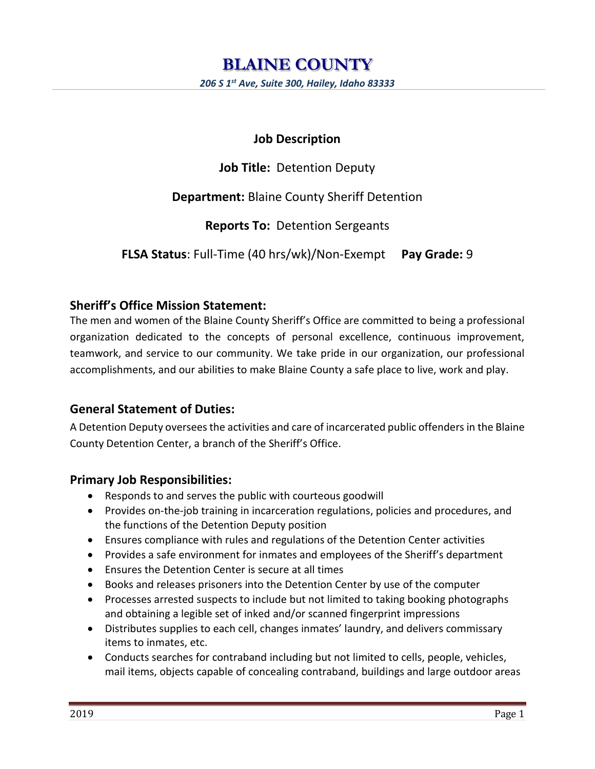# BLAINE COUNTY

*206 S 1st Ave, Suite 300, Hailey, Idaho 83333*

**Job Description**

**Job Title:** Detention Deputy

**Department:** Blaine County Sheriff Detention

**Reports To:** Detention Sergeants

**FLSA Status**: Full-Time (40 hrs/wk)/Non-Exempt **Pay Grade:** 9

## Sheriff's Office Mission Statement:

The men and women of the Blaine County Sheriff's Office are committed to being a professional organization dedicated to the concepts of personal excellence, continuous improvement, teamwork, and service to our community. We take pride in our organization, our professional accomplishments, and our abilities to make Blaine County a safe place to live, work and play.

## General Statement of Duties:

A Detention Deputy oversees the activities and care of incarcerated public offenders in the Blaine County Detention Center, a branch of the Sheriff's Office.

## Primary Job Responsibilities:

- Responds to and serves the public with courteous goodwill
- Provides on-the-job training in incarceration regulations, policies and procedures, and the functions of the Detention Deputy position
- Ensures compliance with rules and regulations of the Detention Center activities
- Provides a safe environment for inmates and employees of the Sheriff's department
- Ensures the Detention Center is secure at all times
- Books and releases prisoners into the Detention Center by use of the computer
- Processes arrested suspects to include but not limited to taking booking photographs and obtaining a legible set of inked and/or scanned fingerprint impressions
- Distributes supplies to each cell, changes inmates' laundry, and delivers commissary items to inmates, etc.
- Conducts searches for contraband including but not limited to cells, people, vehicles, mail items, objects capable of concealing contraband, buildings and large outdoor areas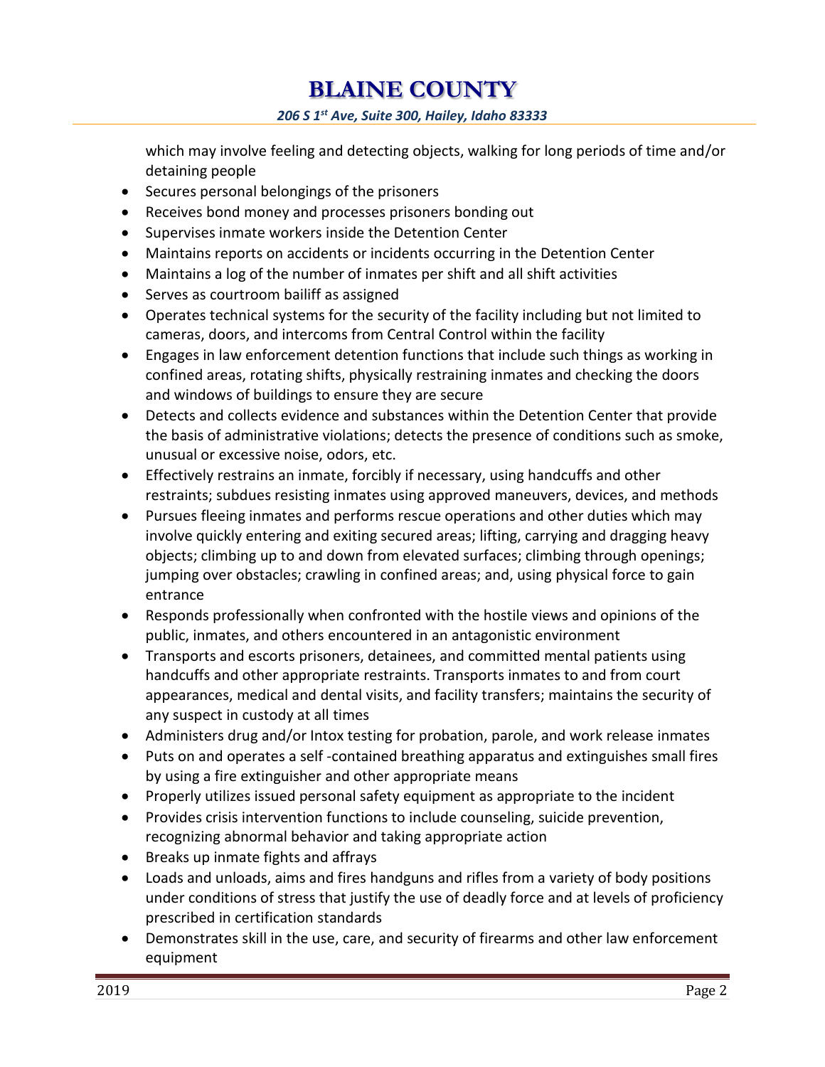which may involve feeling and detecting objects, walking for long periods of time and/or detaining people

- Secures personal belongings of the prisoners
- Receives bond money and processes prisoners bonding out
- Supervises inmate workers inside the Detention Center
- Maintains reports on accidents or incidents occurring in the Detention Center
- Maintains a log of the number of inmates per shift and all shift activities
- Serves as courtroom bailiff as assigned
- Operates technical systems for the security of the facility including but not limited to cameras, doors, and intercoms from Central Control within the facility
- Engages in law enforcement detention functions that include such things as working in confined areas, rotating shifts, physically restraining inmates and checking the doors and windows of buildings to ensure they are secure
- Detects and collects evidence and substances within the Detention Center that provide the basis of administrative violations; detects the presence of conditions such as smoke, unusual or excessive noise, odors, etc.
- Effectively restrains an inmate, forcibly if necessary, using handcuffs and other restraints; subdues resisting inmates using approved maneuvers, devices, and methods
- Pursues fleeing inmates and performs rescue operations and other duties which may involve quickly entering and exiting secured areas; lifting, carrying and dragging heavy objects; climbing up to and down from elevated surfaces; climbing through openings; jumping over obstacles; crawling in confined areas; and, using physical force to gain entrance
- Responds professionally when confronted with the hostile views and opinions of the public, inmates, and others encountered in an antagonistic environment
- Transports and escorts prisoners, detainees, and committed mental patients using handcuffs and other appropriate restraints. Transports inmates to and from court appearances, medical and dental visits, and facility transfers; maintains the security of any suspect in custody at all times
- Administers drug and/or Intox testing for probation, parole, and work release inmates
- Puts on and operates a self -contained breathing apparatus and extinguishes small fires by using a fire extinguisher and other appropriate means
- Properly utilizes issued personal safety equipment as appropriate to the incident
- Provides crisis intervention functions to include counseling, suicide prevention, recognizing abnormal behavior and taking appropriate action
- Breaks up inmate fights and affrays
- Loads and unloads, aims and fires handguns and rifles from a variety of body positions under conditions of stress that justify the use of deadly force and at levels of proficiency prescribed in certification standards
- Demonstrates skill in the use, care, and security of firearms and other law enforcement equipment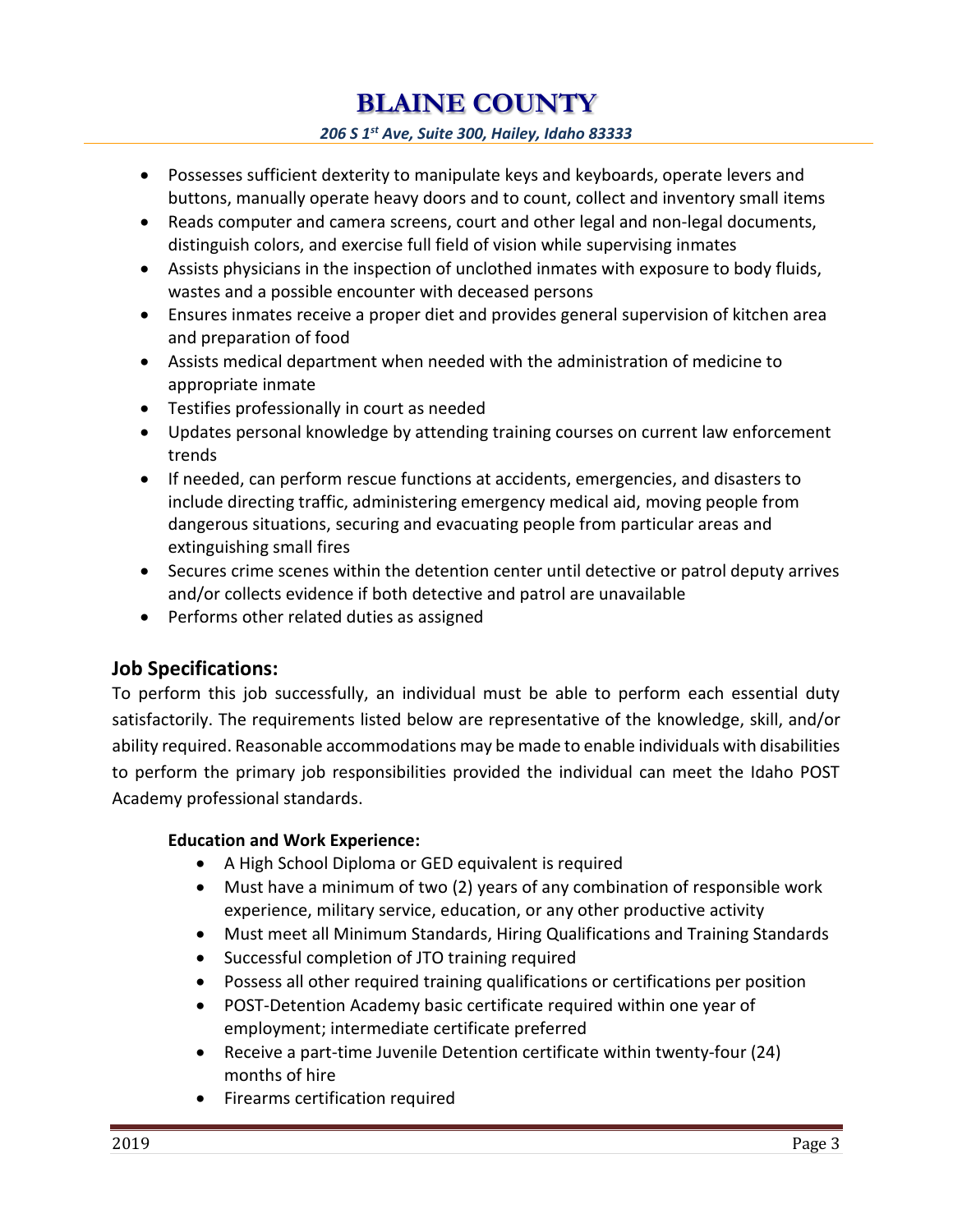- Possesses sufficient dexterity to manipulate keys and keyboards, operate levers and buttons, manually operate heavy doors and to count, collect and inventory small items
- Reads computer and camera screens, court and other legal and non-legal documents, distinguish colors, and exercise full field of vision while supervising inmates
- Assists physicians in the inspection of unclothed inmates with exposure to body fluids, wastes and a possible encounter with deceased persons
- Ensures inmates receive a proper diet and provides general supervision of kitchen area and preparation of food
- Assists medical department when needed with the administration of medicine to appropriate inmate
- Testifies professionally in court as needed
- Updates personal knowledge by attending training courses on current law enforcement trends
- If needed, can perform rescue functions at accidents, emergencies, and disasters to include directing traffic, administering emergency medical aid, moving people from dangerous situations, securing and evacuating people from particular areas and extinguishing small fires
- Secures crime scenes within the detention center until detective or patrol deputy arrives and/or collects evidence if both detective and patrol are unavailable
- Performs other related duties as assigned

## Job Specifications:

To perform this job successfully, an individual must be able to perform each essential duty satisfactorily. The requirements listed below are representative of the knowledge, skill, and/or ability required. Reasonable accommodations may be made to enable individuals with disabilities to perform the primary job responsibilities provided the individual can meet the Idaho POST Academy professional standards.

**Education and Work Experience:**

- A High School Diploma or GED equivalent is required
- Must have a minimum of two (2) years of any combination of responsible work experience, military service, education, or any other productive activity
- Must meet all Minimum Standards, Hiring Qualifications and Training Standards
- Successful completion of JTO training required
- Possess all other required training qualifications or certifications per position
- POST-Detention Academy basic certificate required within one year of employment; intermediate certificate preferred
- Receive a part-time Juvenile Detention certificate within twenty-four (24) months of hire
- Firearms certification required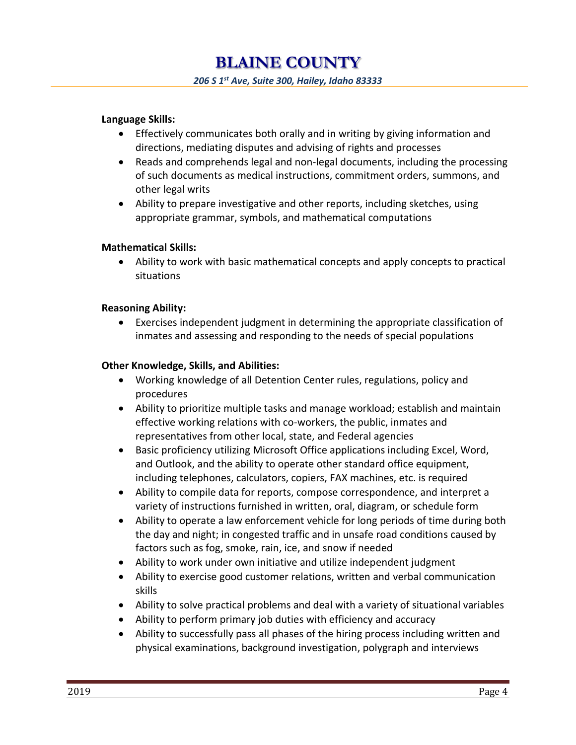**Language Skills:**

- Effectively communicates both orally and in writing by giving information and directions, mediating disputes and advising of rights and processes
- Reads and comprehends legal and non-legal documents, including the processing of such documents as medical instructions, commitment orders, summons, and other legal writs
- Ability to prepare investigative and other reports, including sketches, using appropriate grammar, symbols, and mathematical computations

**Mathematical Skills:**

- Ability to work with basic mathematical concepts and apply concepts to practical situations

**Reasoning Ability:**

- Exercises independent judgment in determining the appropriate classification of inmates and assessing and responding to the needs of special populations

**Other Knowledge, Skills, and Abilities:**

- Working knowledge of all Detention Center rules, regulations, policy and procedures
- Ability to prioritize multiple tasks and manage workload; establish and maintain effective working relations with co-workers, the public, inmates and representatives from other local, state, and Federal agencies
- Basic proficiency utilizing Microsoft Office applications including Excel, Word, and Outlook, and the ability to operate other standard office equipment, including telephones, calculators, copiers, FAX machines, etc. is required
- Ability to compile data for reports, compose correspondence, and interpret a variety of instructions furnished in written, oral, diagram, or schedule form
- Ability to operate a law enforcement vehicle for long periods of time during both the day and night; in congested traffic and in unsafe road conditions caused by factors such as fog, smoke, rain, ice, and snow if needed
- Ability to work under own initiative and utilize independent judgment
- Ability to exercise good customer relations, written and verbal communication skills
- Ability to solve practical problems and deal with a variety of situational variables
- Ability to perform primary job duties with efficiency and accuracy
- Ability to successfully pass all phases of the hiring process including written and physical examinations, background investigation, polygraph and interviews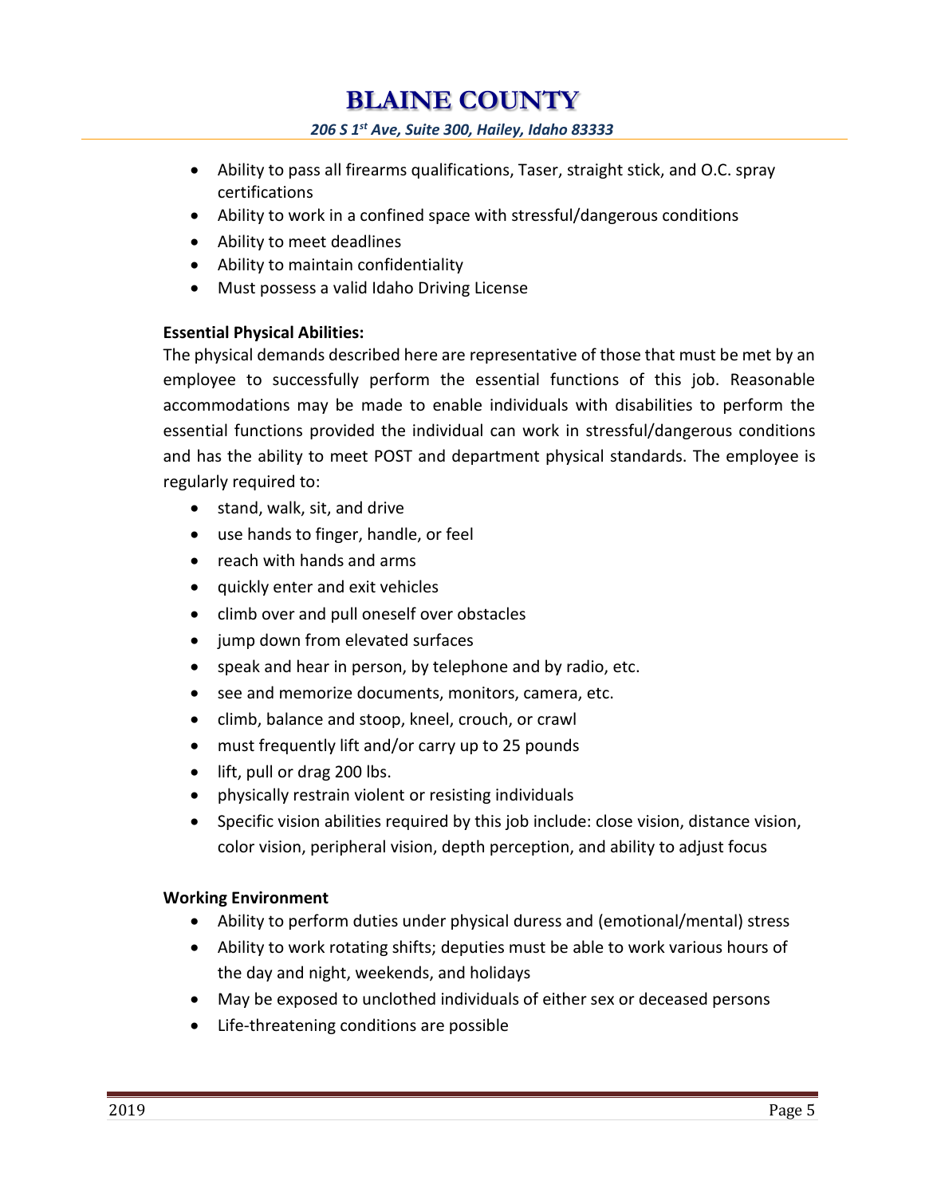- Ability to pass all firearms qualifications, Taser, straight stick, and O.C. spray certifications
- Ability to work in a confined space with stressful/dangerous conditions
- Ability to meet deadlines
- Ability to maintain confidentiality
- Must possess a valid Idaho Driving License

**Essential Physical Abilities:**

The physical demands described here are representative of those that must be met by an employee to successfully perform the essential functions of this job. Reasonable accommodations may be made to enable individuals with disabilities to perform the essential functions provided the individual can work in stressful/dangerous conditions and has the ability to meet POST and department physical standards. The employee is regularly required to:

- stand, walk, sit, and drive
- use hands to finger, handle, or feel
- reach with hands and arms
- quickly enter and exit vehicles
- climb over and pull oneself over obstacles
- jump down from elevated surfaces
- speak and hear in person, by telephone and by radio, etc.
- see and memorize documents, monitors, camera, etc.
- climb, balance and stoop, kneel, crouch, or crawl
- must frequently lift and/or carry up to 25 pounds
- lift, pull or drag 200 lbs.
- physically restrain violent or resisting individuals
- Specific vision abilities required by this job include: close vision, distance vision, color vision, peripheral vision, depth perception, and ability to adjust focus

**Working Environment**

- Ability to perform duties under physical duress and (emotional/mental) stress
- Ability to work rotating shifts; deputies must be able to work various hours of the day and night, weekends, and holidays
- May be exposed to unclothed individuals of either sex or deceased persons
- Life-threatening conditions are possible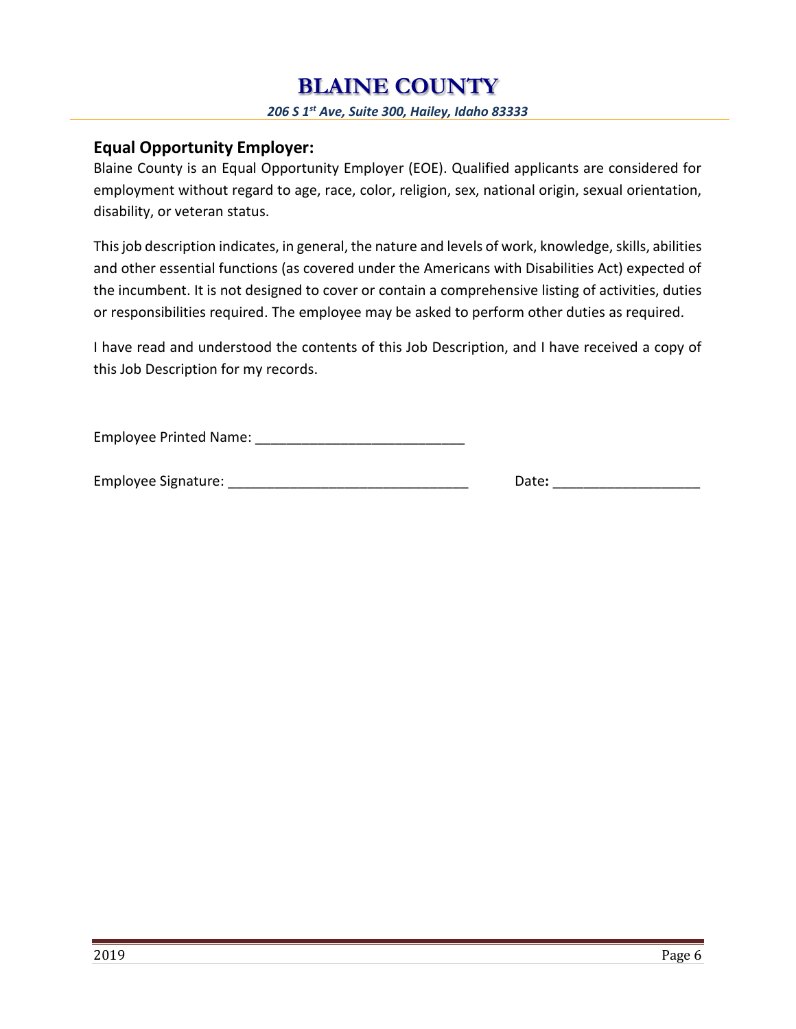# BLAINE COUNTY

*206 S 1st Ave, Suite 300, Hailey, Idaho 83333*

## Equal Opportunity Employer:

Blaine County is an Equal Opportunity Employer (EOE). Qualified applicants are considered for employment without regard to age, race, color, religion, sex, national origin, sexual orientation, disability, or veteran status.

This job description indicates, in general, the nature and levels of work, knowledge, skills, abilities and other essential functions (as covered under the Americans with Disabilities Act) expected of the incumbent. It is not designed to cover or contain a comprehensive listing of activities, duties or responsibilities required. The employee may be asked to perform other duties as required.

I have read and understood the contents of this Job Description, and I have received a copy of this Job Description for my records.

Employee Printed Name: ___________________________

Employee Signature: _______________________________ Date: ___________________